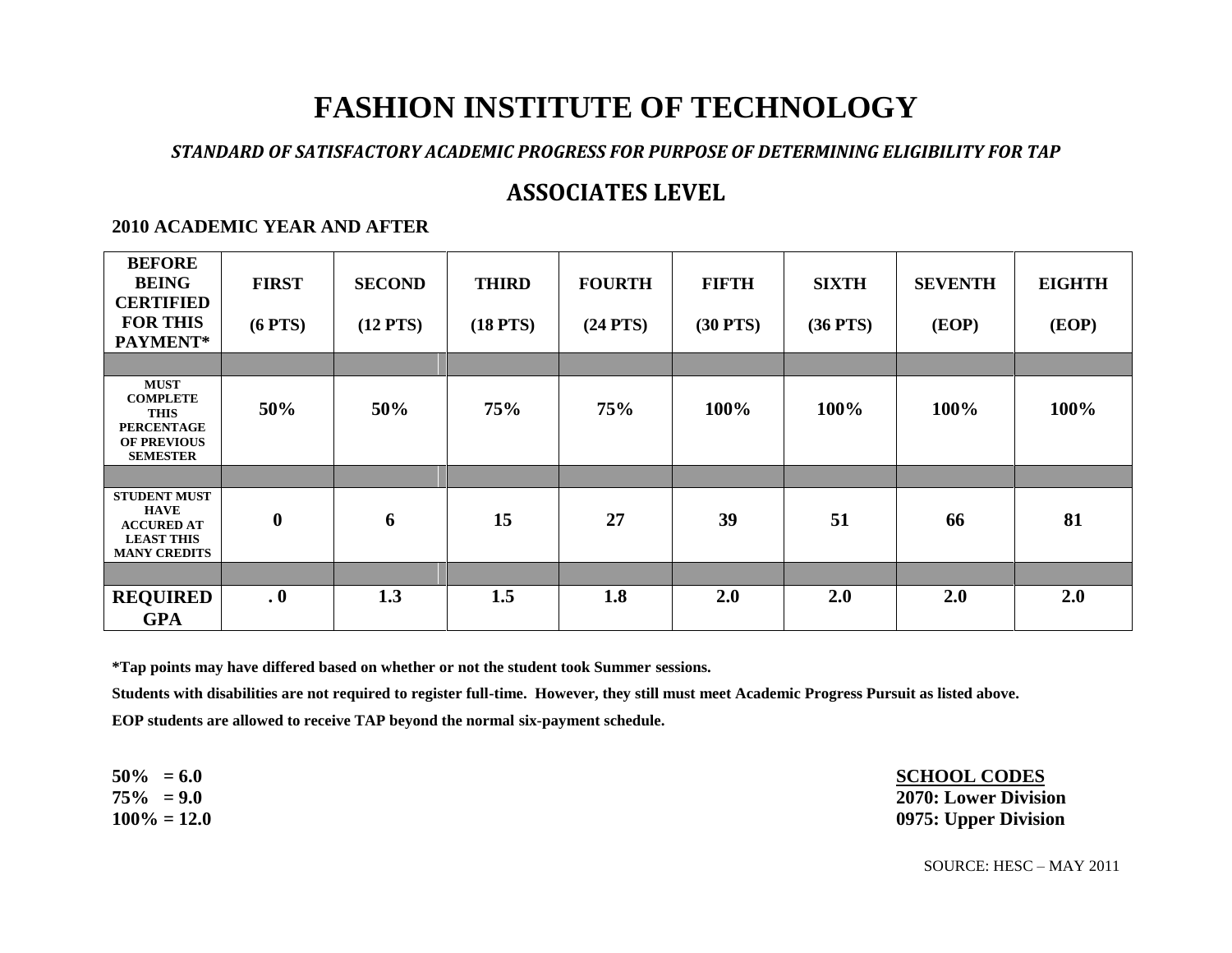# FASHION INSTITUTE OF TECHNOLOGY

***STANDARD OF SATISFACTORY ACADEMIC PROGRESS FOR PURPOSE OF DETERMINING ELIGIBILITY FOR TAP***

## ASSOCIATES LEVEL

**2010 ACADEMIC YEAR AND AFTER**

| BEFORE BEING CERTIFIED FOR THIS PAYMENT* | FIRST (6 PTS) | SECOND (12 PTS) | THIRD (18 PTS) | FOURTH (24 PTS) | FIFTH (30 PTS) | SIXTH (36 PTS) | SEVENTH (EOP) | EIGHTH (EOP) |
|---|---|---|---|---|---|---|---|---|
| MUST COMPLETE THIS PERCENTAGE OF PREVIOUS SEMESTER | 50% | 50% | 75% | 75% | 100% | 100% | 100% | 100% |
| STUDENT MUST HAVE ACCURED AT LEAST THIS MANY CREDITS | 0 | 6 | 15 | 27 | 39 | 51 | 66 | 81 |
| REQUIRED GPA | . 0 | 1.3 | 1.5 | 1.8 | 2.0 | 2.0 | 2.0 | 2.0 |

**\*Tap points may have differed based on whether or not the student took Summer sessions.**

**Students with disabilities are not required to register full-time. However, they still must meet Academic Progress Pursuit as listed above.**

**EOP students are allowed to receive TAP beyond the normal six-payment schedule.**

**50% = 6.0**
**75% = 9.0**
**100% = 12.0**

**SCHOOL CODES**
**2070: Lower Division**
**0975: Upper Division**

SOURCE: HESC – MAY 2011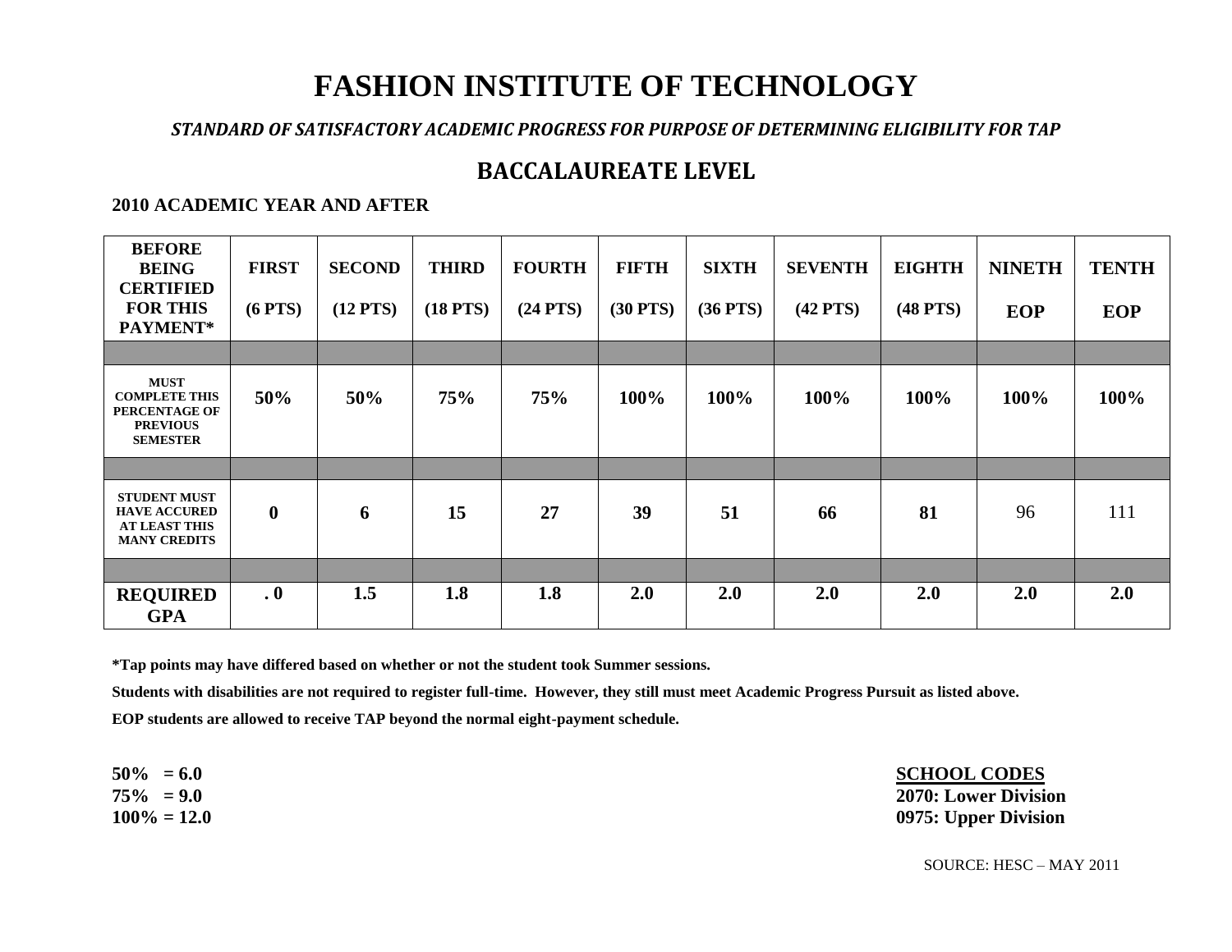# FASHION INSTITUTE OF TECHNOLOGY

***STANDARD OF SATISFACTORY ACADEMIC PROGRESS FOR PURPOSE OF DETERMINING ELIGIBILITY FOR TAP***

## BACCALAUREATE LEVEL

**2010 ACADEMIC YEAR AND AFTER**

| BEFORE BEING CERTIFIED FOR THIS PAYMENT* | FIRST (6 PTS) | SECOND (12 PTS) | THIRD (18 PTS) | FOURTH (24 PTS) | FIFTH (30 PTS) | SIXTH (36 PTS) | SEVENTH (42 PTS) | EIGHTH (48 PTS) | NINETH EOP | TENTH EOP |
|---|---|---|---|---|---|---|---|---|---|---|
| MUST COMPLETE THIS PERCENTAGE OF PREVIOUS SEMESTER | 50% | 50% | 75% | 75% | 100% | 100% | 100% | 100% | 100% | 100% |
| STUDENT MUST HAVE ACCURED AT LEAST THIS MANY CREDITS | 0 | 6 | 15 | 27 | 39 | 51 | 66 | 81 | 96 | 111 |
| REQUIRED GPA | . 0 | 1.5 | 1.8 | 1.8 | 2.0 | 2.0 | 2.0 | 2.0 | 2.0 | 2.0 |

**\*Tap points may have differed based on whether or not the student took Summer sessions.**

**Students with disabilities are not required to register full-time. However, they still must meet Academic Progress Pursuit as listed above.**

**EOP students are allowed to receive TAP beyond the normal eight-payment schedule.**

**50% = 6.0**
**75% = 9.0**
**100% = 12.0**

**SCHOOL CODES**
**2070: Lower Division**
**0975: Upper Division**

SOURCE: HESC – MAY 2011